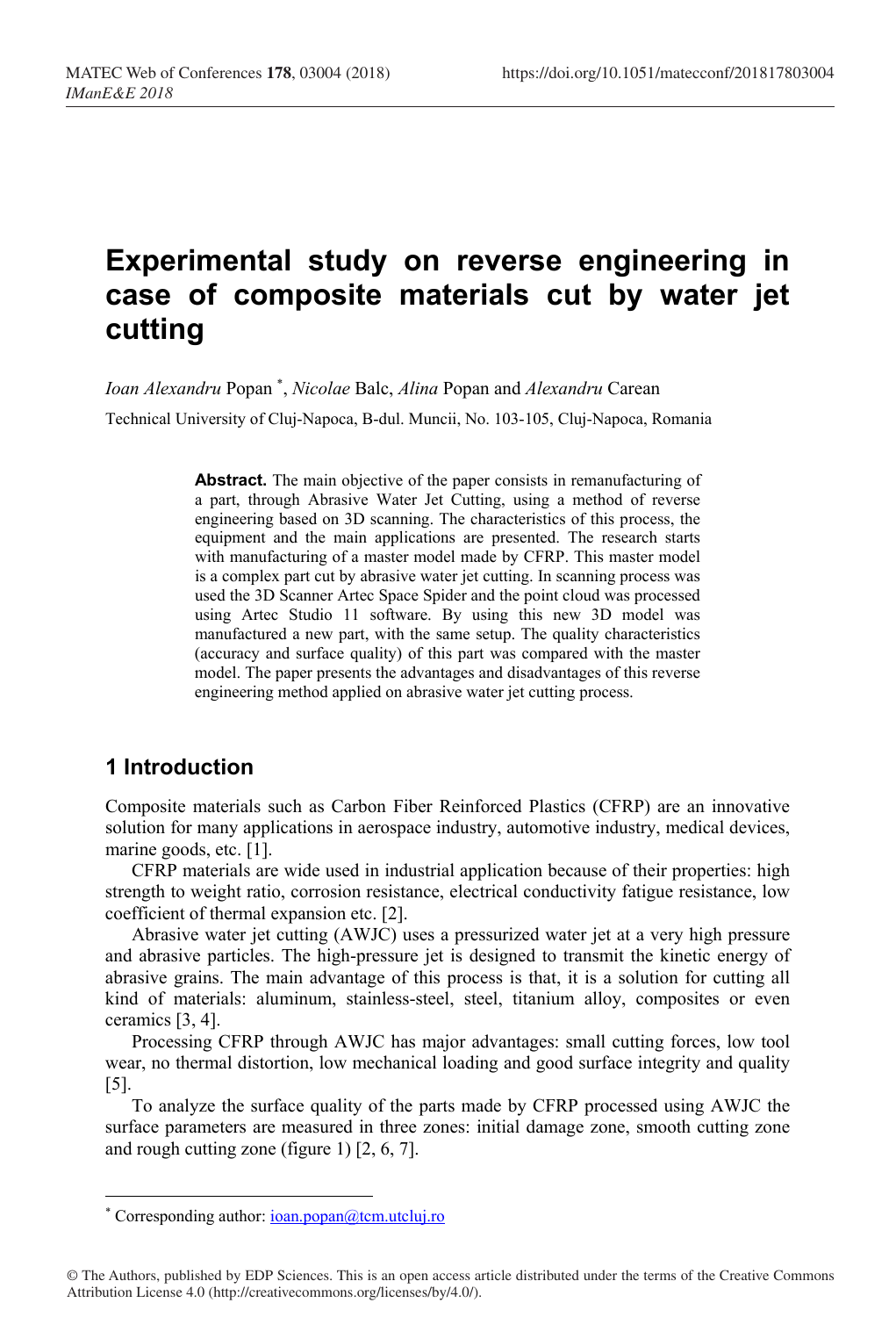# Experimental study on reverse engineering in case of composite materials cut by water jet cutting

*Ioan Alexandru* Popan [*], *Nicolae* Balc, *Alina* Popan and *Alexandru* Carean

Technical University of Cluj-Napoca, B-dul. Muncii, No. 103-105, Cluj-Napoca, Romania

**Abstract.** The main objective of the paper consists in remanufacturing of a part, through Abrasive Water Jet Cutting, using a method of reverse engineering based on 3D scanning. The characteristics of this process, the equipment and the main applications are presented. The research starts with manufacturing of a master model made by CFRP. This master model is a complex part cut by abrasive water jet cutting. In scanning process was used the 3D Scanner Artec Space Spider and the point cloud was processed using Artec Studio 11 software. By using this new 3D model was manufactured a new part, with the same setup. The quality characteristics (accuracy and surface quality) of this part was compared with the master model. The paper presents the advantages and disadvantages of this reverse engineering method applied on abrasive water jet cutting process.

## 1 Introduction

Composite materials such as Carbon Fiber Reinforced Plastics (CFRP) are an innovative solution for many applications in aerospace industry, automotive industry, medical devices, marine goods, etc. [1].

CFRP materials are wide used in industrial application because of their properties: high strength to weight ratio, corrosion resistance, electrical conductivity fatigue resistance, low coefficient of thermal expansion etc. [2].

Abrasive water jet cutting (AWJC) uses a pressurized water jet at a very high pressure and abrasive particles. The high-pressure jet is designed to transmit the kinetic energy of abrasive grains. The main advantage of this process is that, it is a solution for cutting all kind of materials: aluminum, stainless-steel, steel, titanium alloy, composites or even ceramics [3, 4].

Processing CFRP through AWJC has major advantages: small cutting forces, low tool wear, no thermal distortion, low mechanical loading and good surface integrity and quality [5].

To analyze the surface quality of the parts made by CFRP processed using AWJC the surface parameters are measured in three zones: initial damage zone, smooth cutting zone and rough cutting zone (figure 1) [2, 6, 7].

[*] Corresponding author: ioan.popan@tcm.utcluj.ro

© The Authors, published by EDP Sciences. This is an open access article distributed under the terms of the Creative Commons Attribution License 4.0 (http://creativecommons.org/licenses/by/4.0/).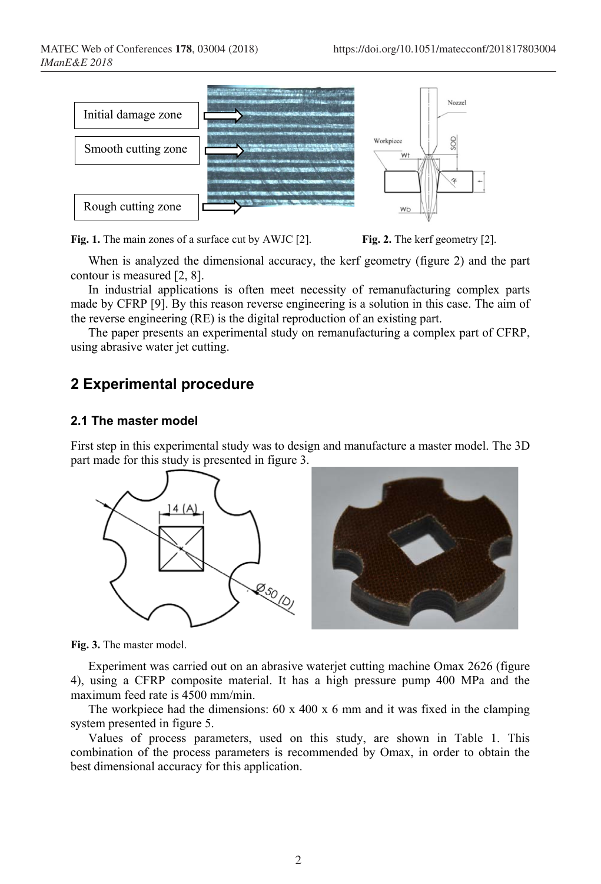Fig. 1. The main zones of a surface cut by AWJC [2].

Fig. 2. The kerf geometry [2].

When is analyzed the dimensional accuracy, the kerf geometry (figure 2) and the part contour is measured [2, 8].

In industrial applications is often meet necessity of remanufacturing complex parts made by CFRP [9]. By this reason reverse engineering is a solution in this case. The aim of the reverse engineering (RE) is the digital reproduction of an existing part.

The paper presents an experimental study on remanufacturing a complex part of CFRP, using abrasive water jet cutting.

## 2 Experimental procedure

### 2.1 The master model

First step in this experimental study was to design and manufacture a master model. The 3D part made for this study is presented in figure 3.

Fig. 3. The master model.

Experiment was carried out on an abrasive waterjet cutting machine Omax 2626 (figure 4), using a CFRP composite material. It has a high pressure pump 400 MPa and the maximum feed rate is 4500 mm/min.

The workpiece had the dimensions: 60 x 400 x 6 mm and it was fixed in the clamping system presented in figure 5.

Values of process parameters, used on this study, are shown in Table 1. This combination of the process parameters is recommended by Omax, in order to obtain the best dimensional accuracy for this application.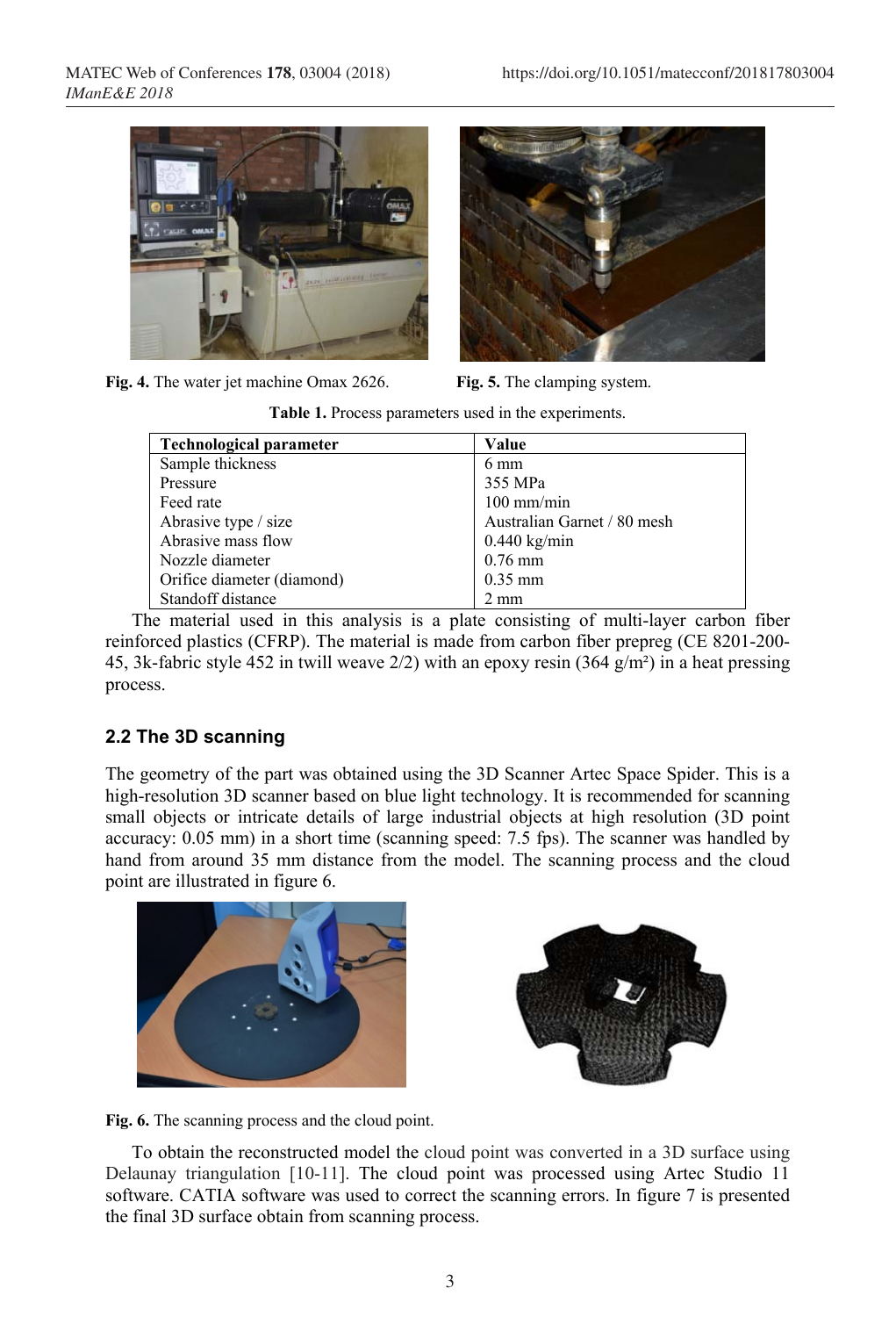Fig. 4. The water jet machine Omax 2626.

Fig. 5. The clamping system.

**Table 1.** Process parameters used in the experiments.

| Technological parameter | Value |
| --- | --- |
| Sample thickness | 6 mm |
| Pressure | 355 MPa |
| Feed rate | 100 mm/min |
| Abrasive type / size | Australian Garnet / 80 mesh |
| Abrasive mass flow | 0.440 kg/min |
| Nozzle diameter | 0.76 mm |
| Orifice diameter (diamond) | 0.35 mm |
| Standoff distance | 2 mm |

The material used in this analysis is a plate consisting of multi-layer carbon fiber reinforced plastics (CFRP). The material is made from carbon fiber prepreg (CE 8201-200-45, 3k-fabric style 452 in twill weave 2/2) with an epoxy resin (364 g/m²) in a heat pressing process.

## 2.2 The 3D scanning

The geometry of the part was obtained using the 3D Scanner Artec Space Spider. This is a high-resolution 3D scanner based on blue light technology. It is recommended for scanning small objects or intricate details of large industrial objects at high resolution (3D point accuracy: 0.05 mm) in a short time (scanning speed: 7.5 fps). The scanner was handled by hand from around 35 mm distance from the model. The scanning process and the cloud point are illustrated in figure 6.

Fig. 6. The scanning process and the cloud point.

To obtain the reconstructed model the cloud point was converted in a 3D surface using Delaunay triangulation [10-11]. The cloud point was processed using Artec Studio 11 software. CATIA software was used to correct the scanning errors. In figure 7 is presented the final 3D surface obtain from scanning process.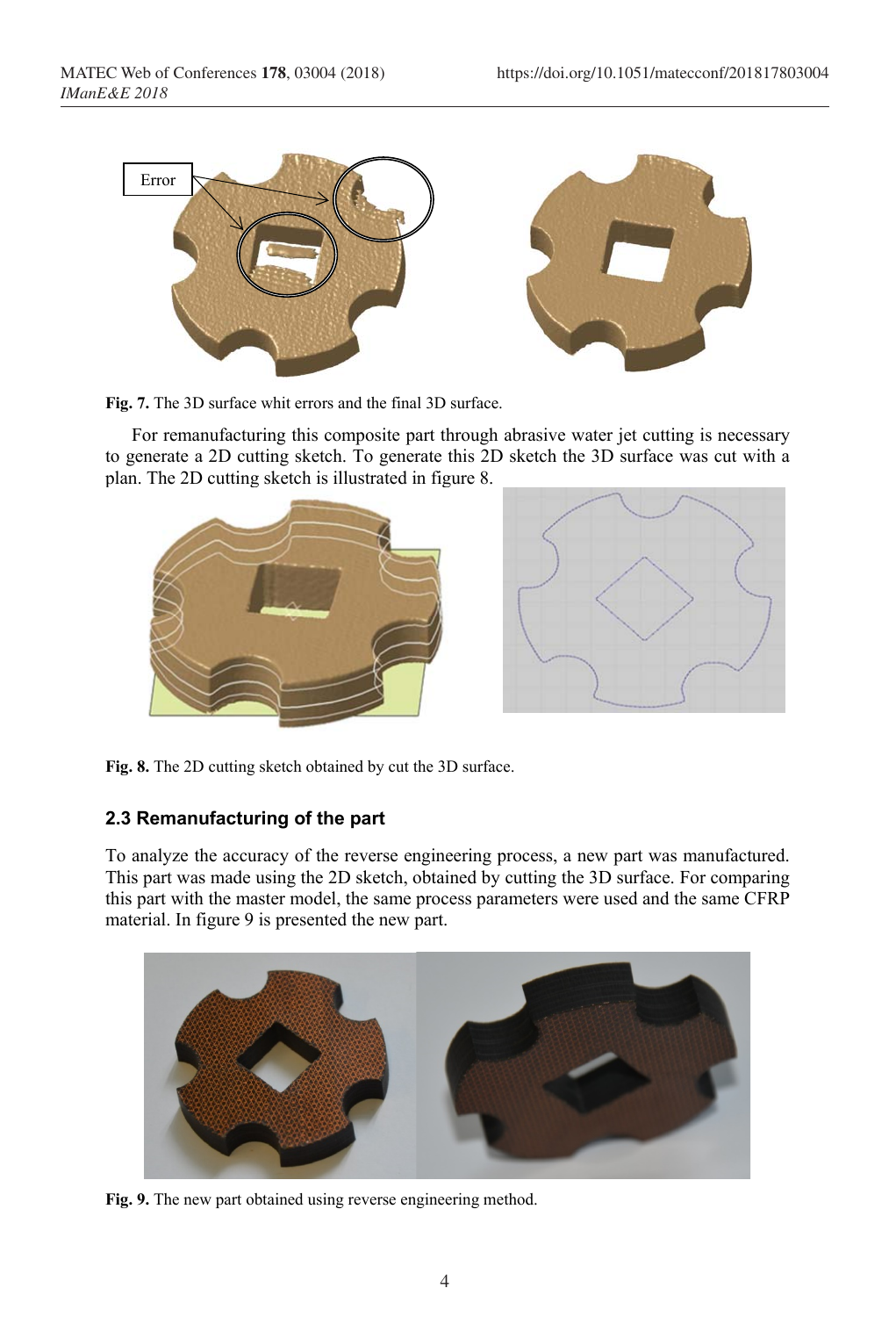Fig. 7. The 3D surface whit errors and the final 3D surface.

For remanufacturing this composite part through abrasive water jet cutting is necessary to generate a 2D cutting sketch. To generate this 2D sketch the 3D surface was cut with a plan. The 2D cutting sketch is illustrated in figure 8.

Fig. 8. The 2D cutting sketch obtained by cut the 3D surface.

### 2.3 Remanufacturing of the part

To analyze the accuracy of the reverse engineering process, a new part was manufactured. This part was made using the 2D sketch, obtained by cutting the 3D surface. For comparing this part with the master model, the same process parameters were used and the same CFRP material. In figure 9 is presented the new part.

Fig. 9. The new part obtained using reverse engineering method.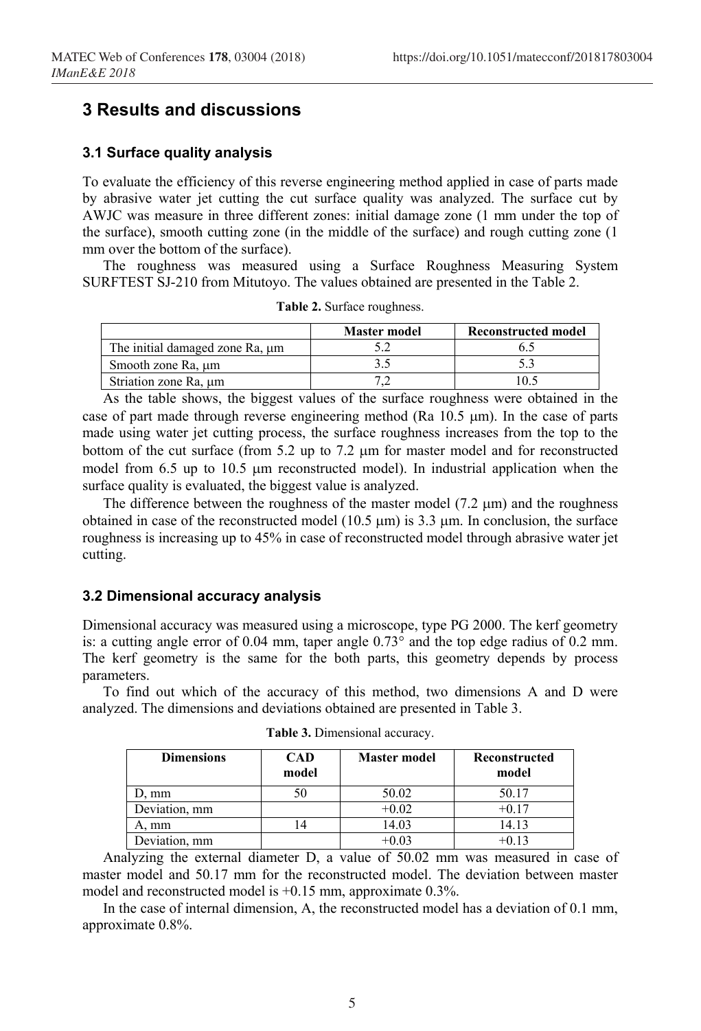## 3 Results and discussions

### 3.1 Surface quality analysis

To evaluate the efficiency of this reverse engineering method applied in case of parts made by abrasive water jet cutting the cut surface quality was analyzed. The surface cut by AWJC was measure in three different zones: initial damage zone (1 mm under the top of the surface), smooth cutting zone (in the middle of the surface) and rough cutting zone (1 mm over the bottom of the surface).

The roughness was measured using a Surface Roughness Measuring System SURFTEST SJ-210 from Mitutoyo. The values obtained are presented in the Table 2.

**Table 2.** Surface roughness.

| | Master model | Reconstructed model |
|---|---|---|
| The initial damaged zone Ra, μm | 5.2 | 6.5 |
| Smooth zone Ra, μm | 3.5 | 5.3 |
| Striation zone Ra, μm | 7,2 | 10.5 |

As the table shows, the biggest values of the surface roughness were obtained in the case of part made through reverse engineering method (Ra 10.5 μm). In the case of parts made using water jet cutting process, the surface roughness increases from the top to the bottom of the cut surface (from 5.2 up to 7.2 μm for master model and for reconstructed model from 6.5 up to 10.5 μm reconstructed model). In industrial application when the surface quality is evaluated, the biggest value is analyzed.

The difference between the roughness of the master model (7.2 μm) and the roughness obtained in case of the reconstructed model (10.5 μm) is 3.3 μm. In conclusion, the surface roughness is increasing up to 45% in case of reconstructed model through abrasive water jet cutting.

### 3.2 Dimensional accuracy analysis

Dimensional accuracy was measured using a microscope, type PG 2000. The kerf geometry is: a cutting angle error of 0.04 mm, taper angle 0.73° and the top edge radius of 0.2 mm. The kerf geometry is the same for the both parts, this geometry depends by process parameters.

To find out which of the accuracy of this method, two dimensions A and D were analyzed. The dimensions and deviations obtained are presented in Table 3.

**Table 3.** Dimensional accuracy.

| Dimensions | CAD model | Master model | Reconstructed model |
|---|---|---|---|
| D, mm | 50 | 50.02 | 50.17 |
| Deviation, mm | | +0.02 | +0.17 |
| A, mm | 14 | 14.03 | 14.13 |
| Deviation, mm | | +0.03 | +0.13 |

Analyzing the external diameter D, a value of 50.02 mm was measured in case of master model and 50.17 mm for the reconstructed model. The deviation between master model and reconstructed model is +0.15 mm, approximate 0.3%.

In the case of internal dimension, A, the reconstructed model has a deviation of 0.1 mm, approximate 0.8%.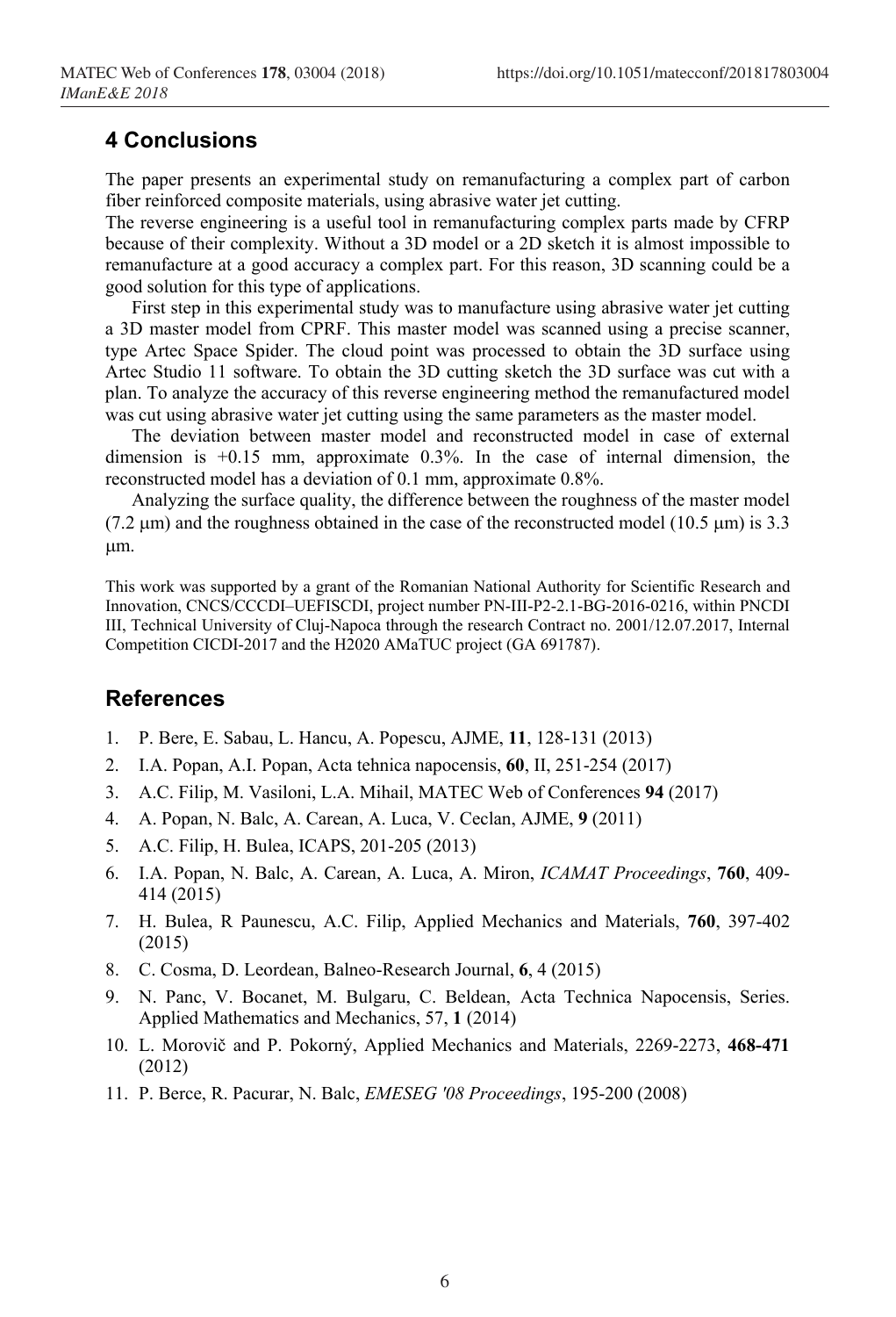## 4 Conclusions

The paper presents an experimental study on remanufacturing a complex part of carbon fiber reinforced composite materials, using abrasive water jet cutting.
The reverse engineering is a useful tool in remanufacturing complex parts made by CFRP because of their complexity. Without a 3D model or a 2D sketch it is almost impossible to remanufacture at a good accuracy a complex part. For this reason, 3D scanning could be a good solution for this type of applications.

First step in this experimental study was to manufacture using abrasive water jet cutting a 3D master model from CPRF. This master model was scanned using a precise scanner, type Artec Space Spider. The cloud point was processed to obtain the 3D surface using Artec Studio 11 software. To obtain the 3D cutting sketch the 3D surface was cut with a plan. To analyze the accuracy of this reverse engineering method the remanufactured model was cut using abrasive water jet cutting using the same parameters as the master model.

The deviation between master model and reconstructed model in case of external dimension is +0.15 mm, approximate 0.3%. In the case of internal dimension, the reconstructed model has a deviation of 0.1 mm, approximate 0.8%.

Analyzing the surface quality, the difference between the roughness of the master model (7.2 μm) and the roughness obtained in the case of the reconstructed model (10.5 μm) is 3.3 μm.

This work was supported by a grant of the Romanian National Authority for Scientific Research and Innovation, CNCS/CCCDI–UEFISCDI, project number PN-III-P2-2.1-BG-2016-0216, within PNCDI III, Technical University of Cluj-Napoca through the research Contract no. 2001/12.07.2017, Internal Competition CICDI-2017 and the H2020 AMaTUC project (GA 691787).

## References

1. P. Bere, E. Sabau, L. Hancu, A. Popescu, AJME, **11**, 128-131 (2013)
2. I.A. Popan, A.I. Popan, Acta tehnica napocensis, **60**, II, 251-254 (2017)
3. A.C. Filip, M. Vasiloni, L.A. Mihail, MATEC Web of Conferences **94** (2017)
4. A. Popan, N. Balc, A. Carean, A. Luca, V. Ceclan, AJME, **9** (2011)
5. A.C. Filip, H. Bulea, ICAPS, 201-205 (2013)
6. I.A. Popan, N. Balc, A. Carean, A. Luca, A. Miron, *ICAMAT Proceedings*, **760**, 409-414 (2015)
7. H. Bulea, R Paunescu, A.C. Filip, Applied Mechanics and Materials, **760**, 397-402 (2015)
8. C. Cosma, D. Leordean, Balneo-Research Journal, **6**, 4 (2015)
9. N. Panc, V. Bocanet, M. Bulgaru, C. Beldean, Acta Technica Napocensis, Series. Applied Mathematics and Mechanics, 57, **1** (2014)
10. L. Morovič and P. Pokorný, Applied Mechanics and Materials, 2269-2273, **468-471** (2012)
11. P. Berce, R. Pacurar, N. Balc, *EMESEG '08 Proceedings*, 195-200 (2008)